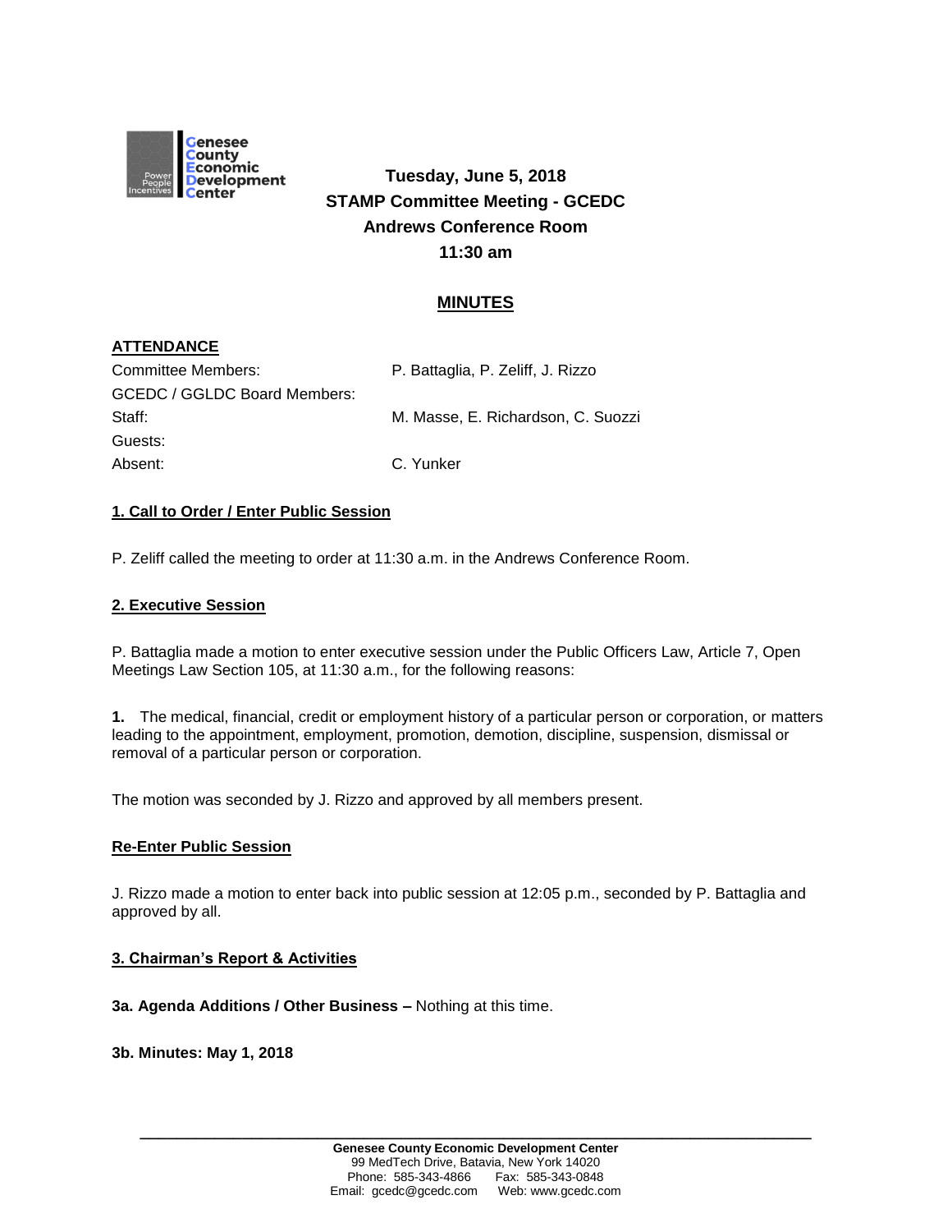Genesee County Economic Development Center

**Tuesday, June 5, 2018**
**STAMP Committee Meeting - GCEDC**
**Andrews Conference Room**
**11:30 am**

## MINUTES

### ATTENDANCE

| | |
|---|---|
| Committee Members: | P. Battaglia, P. Zeliff, J. Rizzo |
| GCEDC / GGLDC Board Members: | |
| Staff: | M. Masse, E. Richardson, C. Suozzi |
| Guests: | |
| Absent: | C. Yunker |

### 1. Call to Order / Enter Public Session

P. Zeliff called the meeting to order at 11:30 a.m. in the Andrews Conference Room.

### 2. Executive Session

P. Battaglia made a motion to enter executive session under the Public Officers Law, Article 7, Open Meetings Law Section 105, at 11:30 a.m., for the following reasons:

**1.** The medical, financial, credit or employment history of a particular person or corporation, or matters leading to the appointment, employment, promotion, demotion, discipline, suspension, dismissal or removal of a particular person or corporation.

The motion was seconded by J. Rizzo and approved by all members present.

### Re-Enter Public Session

J. Rizzo made a motion to enter back into public session at 12:05 p.m., seconded by P. Battaglia and approved by all.

### 3. Chairman's Report & Activities

**3a. Agenda Additions / Other Business –** Nothing at this time.

**3b. Minutes: May 1, 2018**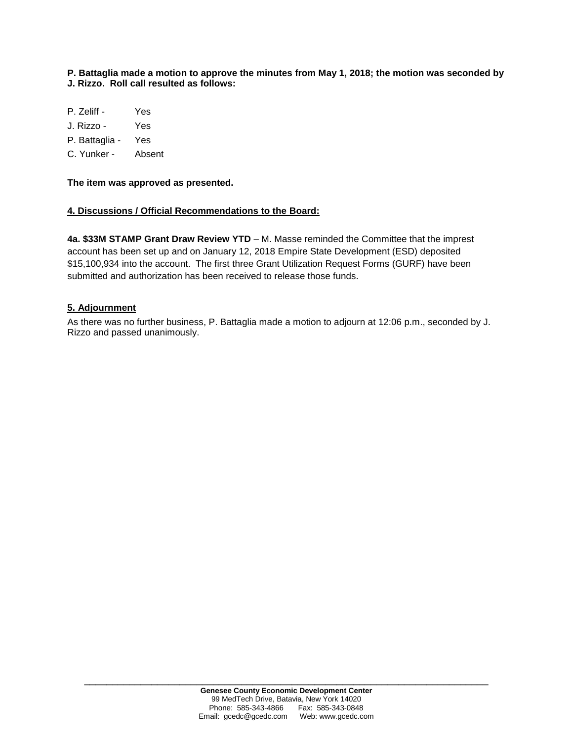**P. Battaglia made a motion to approve the minutes from May 1, 2018; the motion was seconded by J. Rizzo. Roll call resulted as follows:**

P. Zeliff - Yes
J. Rizzo - Yes
P. Battaglia - Yes
C. Yunker - Absent

**The item was approved as presented.**

## 4. Discussions / Official Recommendations to the Board:

**4a. $33M STAMP Grant Draw Review YTD** – M. Masse reminded the Committee that the imprest account has been set up and on January 12, 2018 Empire State Development (ESD) deposited $15,100,934 into the account. The first three Grant Utilization Request Forms (GURF) have been submitted and authorization has been received to release those funds.

## 5. Adjournment

As there was no further business, P. Battaglia made a motion to adjourn at 12:06 p.m., seconded by J. Rizzo and passed unanimously.